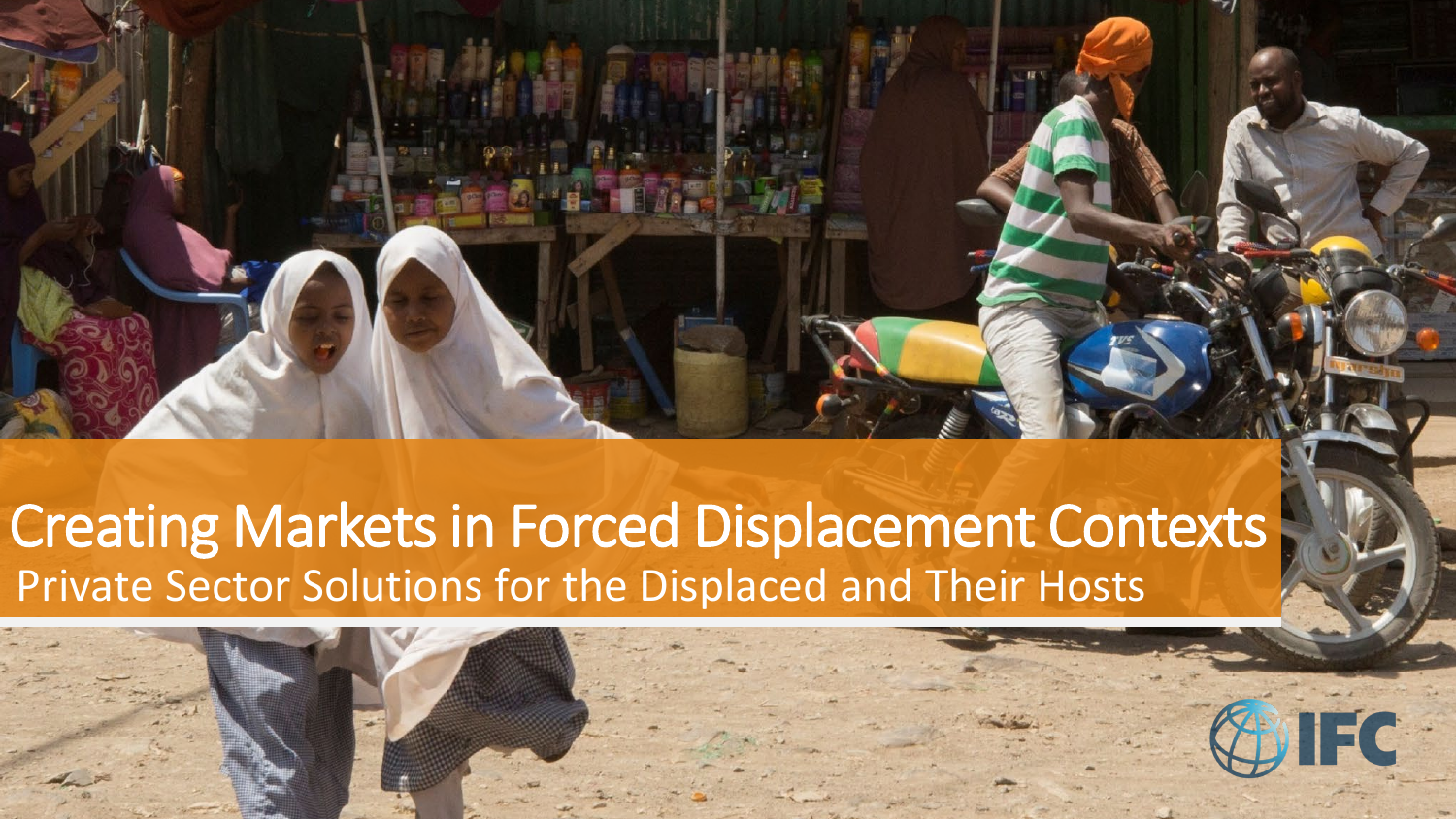# Creating Markets in Forced Displacement Contexts

## Private Sector Solutions for the Displaced and Their Hosts

IFC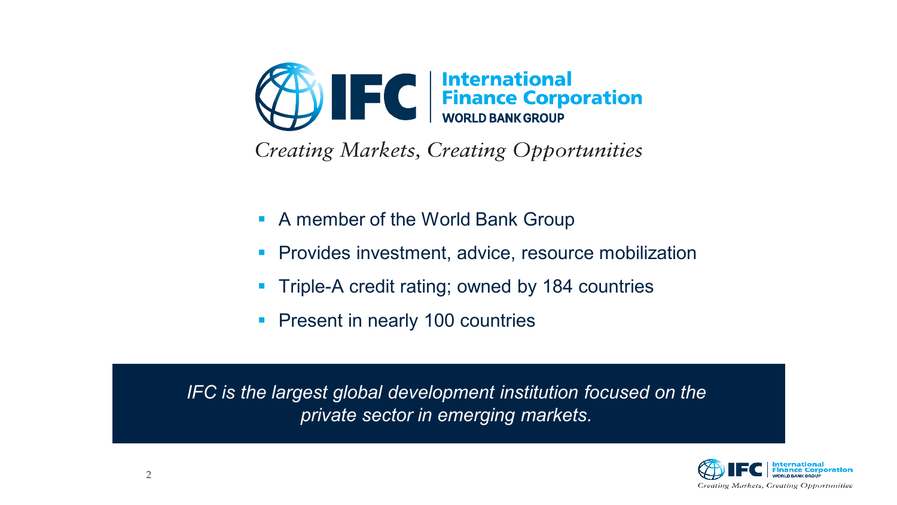# International Finance Corporation

WORLD BANK GROUP

*Creating Markets, Creating Opportunities*

- A member of the World Bank Group
- Provides investment, advice, resource mobilization
- Triple-A credit rating; owned by 184 countries
- Present in nearly 100 countries

*IFC is the largest global development institution focused on the private sector in emerging markets.*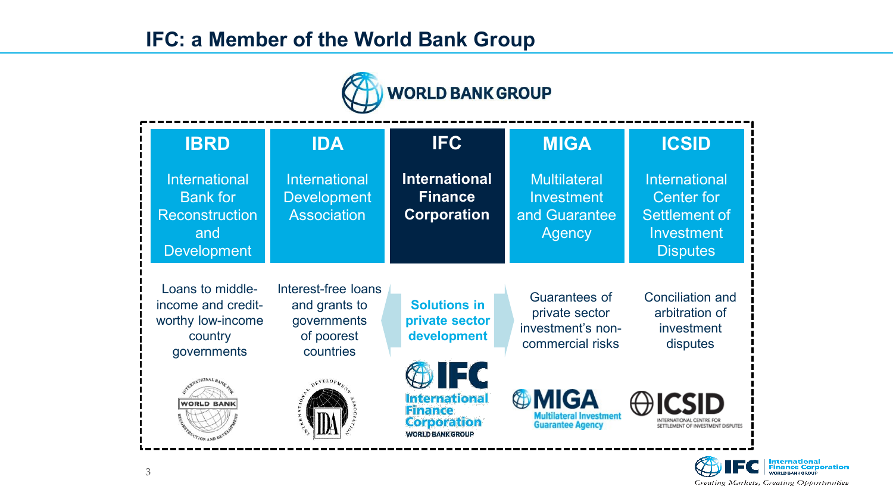## IFC: a Member of the World Bank Group

WORLD BANK GROUP

| IBRD | IDA | IFC | MIGA | ICSID |
|---|---|---|---|---|
| International Bank for Reconstruction and Development | International Development Association | **International Finance Corporation** | Multilateral Investment and Guarantee Agency | International Center for Settlement of Investment Disputes |
| Loans to middle-income and credit-worthy low-income country governments | Interest-free loans and grants to governments of poorest countries | **Solutions in private sector development** | Guarantees of private sector investment's non-commercial risks | Conciliation and arbitration of investment disputes |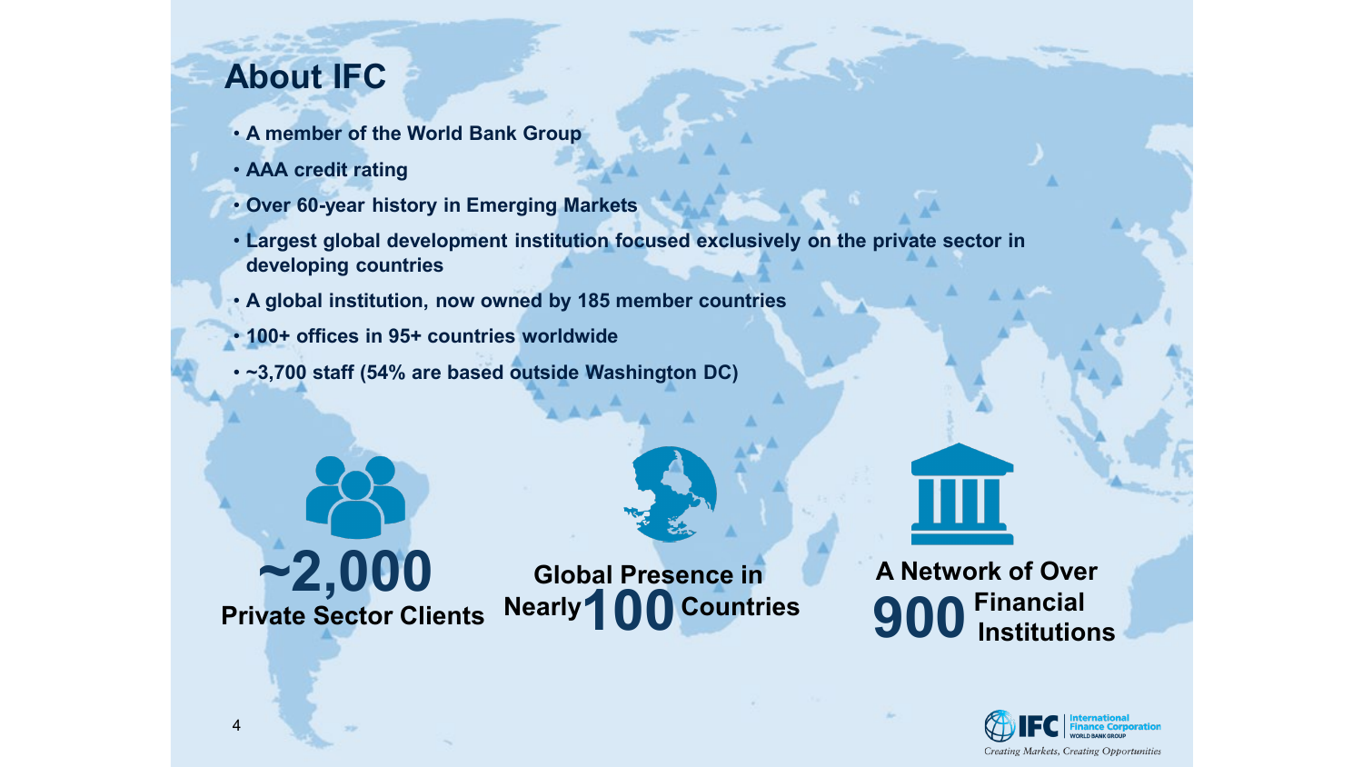## About IFC

- A member of the World Bank Group
- AAA credit rating
- Over 60-year history in Emerging Markets
- Largest global development institution focused exclusively on the private sector in developing countries
- A global institution, now owned by 185 member countries
- 100+ offices in 95+ countries worldwide
- ~3,700 staff (54% are based outside Washington DC)

**~2,000**
**Private Sector Clients**

**Global Presence in Nearly 100 Countries**

**A Network of Over 900 Financial Institutions**

IFC | International Finance Corporation
WORLD BANK GROUP
*Creating Markets, Creating Opportunities*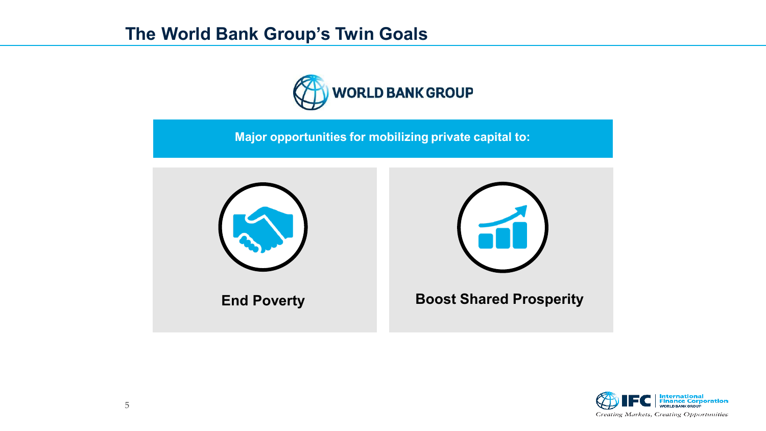## The World Bank Group's Twin Goals

WORLD BANK GROUP

**Major opportunities for mobilizing private capital to:**

**End Poverty**

**Boost Shared Prosperity**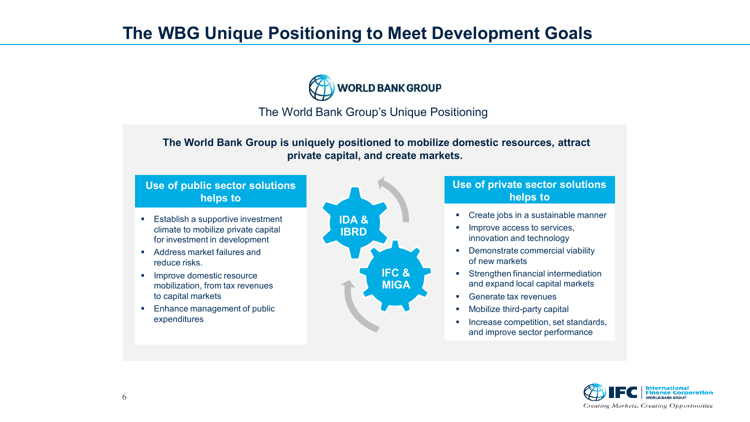# The WBG Unique Positioning to Meet Development Goals

WORLD BANK GROUP

The World Bank Group's Unique Positioning

**The World Bank Group is uniquely positioned to mobilize domestic resources, attract private capital, and create markets.**

## Use of public sector solutions helps to

- Establish a supportive investment climate to mobilize private capital for investment in development
- Address market failures and reduce risks.
- Improve domestic resource mobilization, from tax revenues to capital markets
- Enhance management of public expenditures

IDA & IBRD

IFC & MIGA

## Use of private sector solutions helps to

- Create jobs in a sustainable manner
- Improve access to services, innovation and technology
- Demonstrate commercial viability of new markets
- Strengthen financial intermediation and expand local capital markets
- Generate tax revenues
- Mobilize third-party capital
- Increase competition, set standards, and improve sector performance

IFC International Finance Corporation WORLD BANK GROUP

*Creating Markets, Creating Opportunities*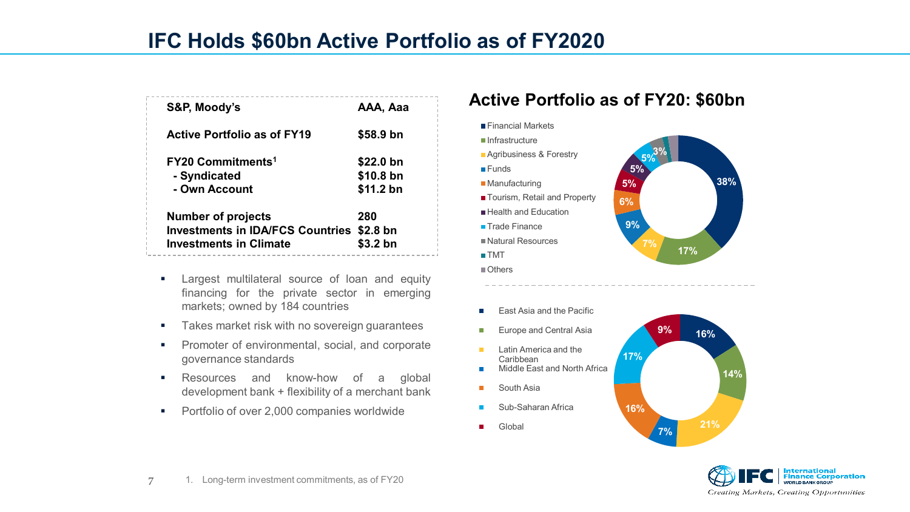# IFC Holds $60bn Active Portfolio as of FY2020

| | |
|---|---|
| **S&P, Moody's** | **AAA, Aaa** |
| **Active Portfolio as of FY19** | **$58.9 bn** |
| **FY20 Commitments[1]** | **$22.0 bn** |
| **- Syndicated** | **$10.8 bn** |
| **- Own Account** | **$11.2 bn** |
| **Number of projects** | **280** |
| **Investments in IDA/FCS Countries** | **$2.8 bn** |
| **Investments in Climate** | **$3.2 bn** |

- Largest multilateral source of loan and equity financing for the private sector in emerging markets; owned by 184 countries
- Takes market risk with no sovereign guarantees
- Promoter of environmental, social, and corporate governance standards
- Resources and know-how of a global development bank + flexibility of a merchant bank
- Portfolio of over 2,000 companies worldwide

## Active Portfolio as of FY20: $60bn

| Sector | Share |
|---|---|
| Financial Markets | 38% |
| Infrastructure | 17% |
| Agribusiness & Forestry | 7% |
| Funds | 9% |
| Manufacturing | 6% |
| Tourism, Retail and Property | 5% |
| Health and Education | 5% |
| Trade Finance | 5% |
| Natural Resources | 3% |
| TMT | |
| Others | |

| Region | Share |
|---|---|
| East Asia and the Pacific | 16% |
| Europe and Central Asia | 14% |
| Latin America and the Caribbean | 21% |
| Middle East and North Africa | 7% |
| South Asia | 16% |
| Sub-Saharan Africa | 17% |
| Global | 9% |

1. Long-term investment commitments, as of FY20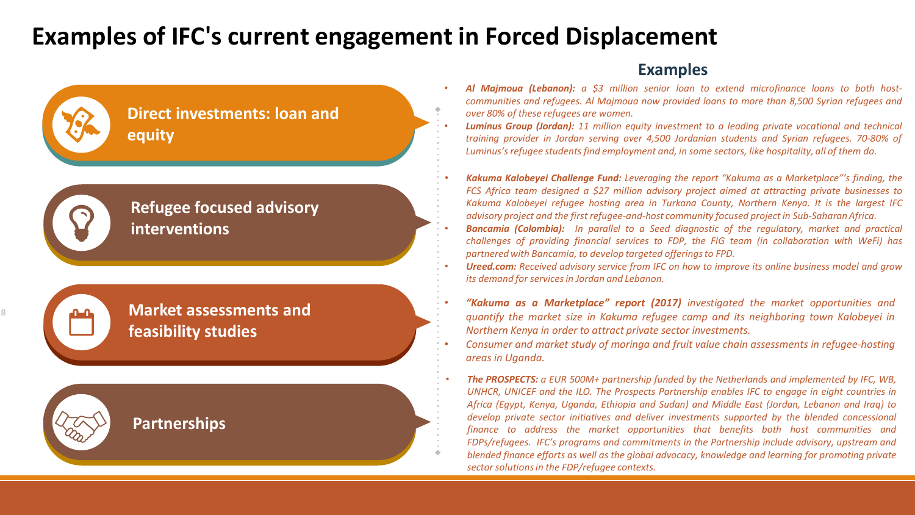# Examples of IFC's current engagement in Forced Displacement

## Examples

### Direct investments: loan and equity

- ***Al Majmoua (Lebanon):*** *a $3 million senior loan to extend microfinance loans to both host-communities and refugees. Al Majmoua now provided loans to more than 8,500 Syrian refugees and over 80% of these refugees are women.*
- ***Luminus Group (Jordan):*** *11 million equity investment to a leading private vocational and technical training provider in Jordan serving over 4,500 Jordanian students and Syrian refugees. 70-80% of Luminus's refugee students find employment and, in some sectors, like hospitality, all of them do.*

### Refugee focused advisory interventions

- ***Kakuma Kalobeyei Challenge Fund:*** *Leveraging the report "Kakuma as a Marketplace"'s finding, the FCS Africa team designed a $27 million advisory project aimed at attracting private businesses to Kakuma Kalobeyei refugee hosting area in Turkana County, Northern Kenya. It is the largest IFC advisory project and the first refugee-and-host community focused project in Sub-Saharan Africa.*
- ***Bancamia (Colombia):*** *In parallel to a Seed diagnostic of the regulatory, market and practical challenges of providing financial services to FDP, the FIG team (in collaboration with WeFi) has partnered with Bancamia, to develop targeted offerings to FPD.*
- ***Ureed.com:*** *Received advisory service from IFC on how to improve its online business model and grow its demand for services in Jordan and Lebanon.*

### Market assessments and feasibility studies

- ***"Kakuma as a Marketplace" report (2017)*** *investigated the market opportunities and quantify the market size in Kakuma refugee camp and its neighboring town Kalobeyei in Northern Kenya in order to attract private sector investments.*
- *Consumer and market study of moringa and fruit value chain assessments in refugee-hosting areas in Uganda.*

### Partnerships

- ***The PROSPECTS:*** *a EUR 500M+ partnership funded by the Netherlands and implemented by IFC, WB, UNHCR, UNICEF and the ILO. The Prospects Partnership enables IFC to engage in eight countries in Africa (Egypt, Kenya, Uganda, Ethiopia and Sudan) and Middle East (Jordan, Lebanon and Iraq) to develop private sector initiatives and deliver investments supported by the blended concessional finance to address the market opportunities that benefits both host communities and FDPs/refugees. IFC's programs and commitments in the Partnership include advisory, upstream and blended finance efforts as well as the global advocacy, knowledge and learning for promoting private sector solutions in the FDP/refugee contexts.*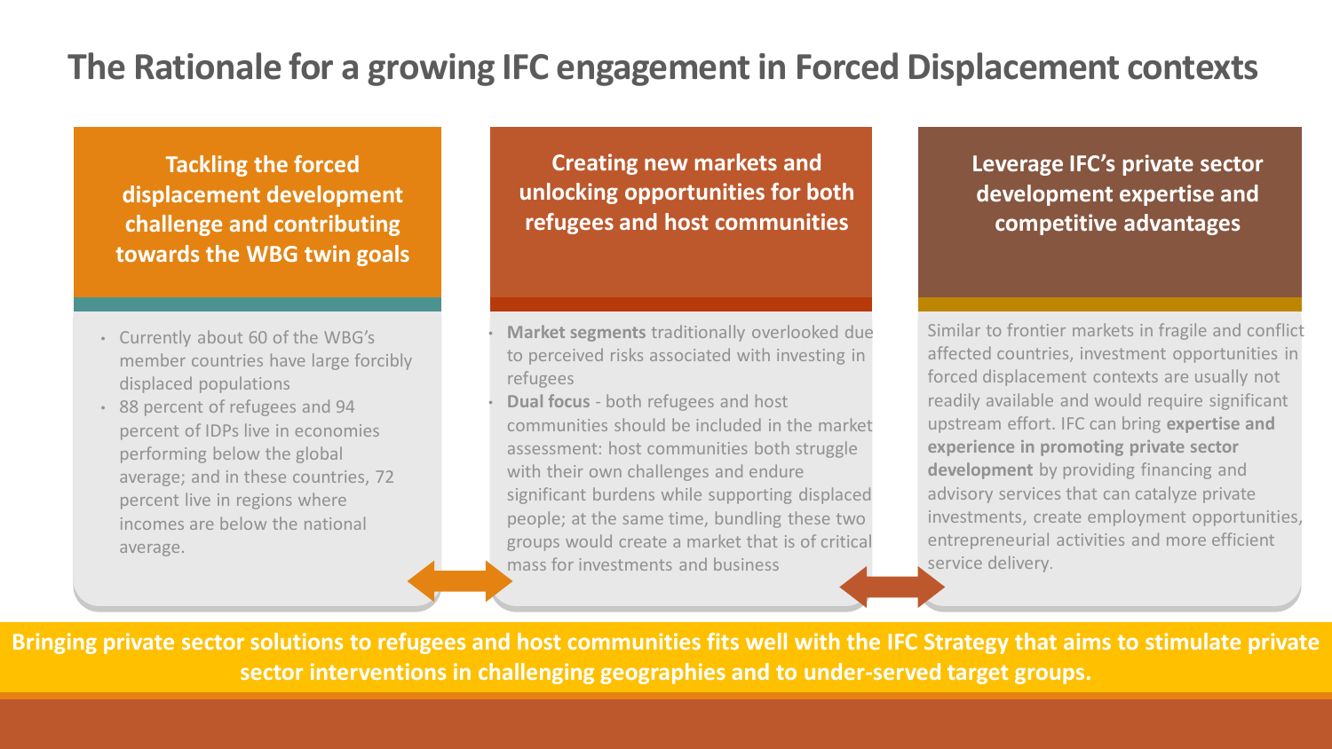# The Rationale for a growing IFC engagement in Forced Displacement contexts

## Tackling the forced displacement development challenge and contributing towards the WBG twin goals

- Currently about 60 of the WBG's member countries have large forcibly displaced populations
- 88 percent of refugees and 94 percent of IDPs live in economies performing below the global average; and in these countries, 72 percent live in regions where incomes are below the national average.

## Creating new markets and unlocking opportunities for both refugees and host communities

- **Market segments** traditionally overlooked due to perceived risks associated with investing in refugees
- **Dual focus** - both refugees and host communities should be included in the market assessment: host communities both struggle with their own challenges and endure significant burdens while supporting displaced people; at the same time, bundling these two groups would create a market that is of critical mass for investments and business

## Leverage IFC's private sector development expertise and competitive advantages

Similar to frontier markets in fragile and conflict affected countries, investment opportunities in forced displacement contexts are usually not readily available and would require significant upstream effort. IFC can bring **expertise and experience in promoting private sector development** by providing financing and advisory services that can catalyze private investments, create employment opportunities, entrepreneurial activities and more efficient service delivery.

**Bringing private sector solutions to refugees and host communities fits well with the IFC Strategy that aims to stimulate private sector interventions in challenging geographies and to under-served target groups.**